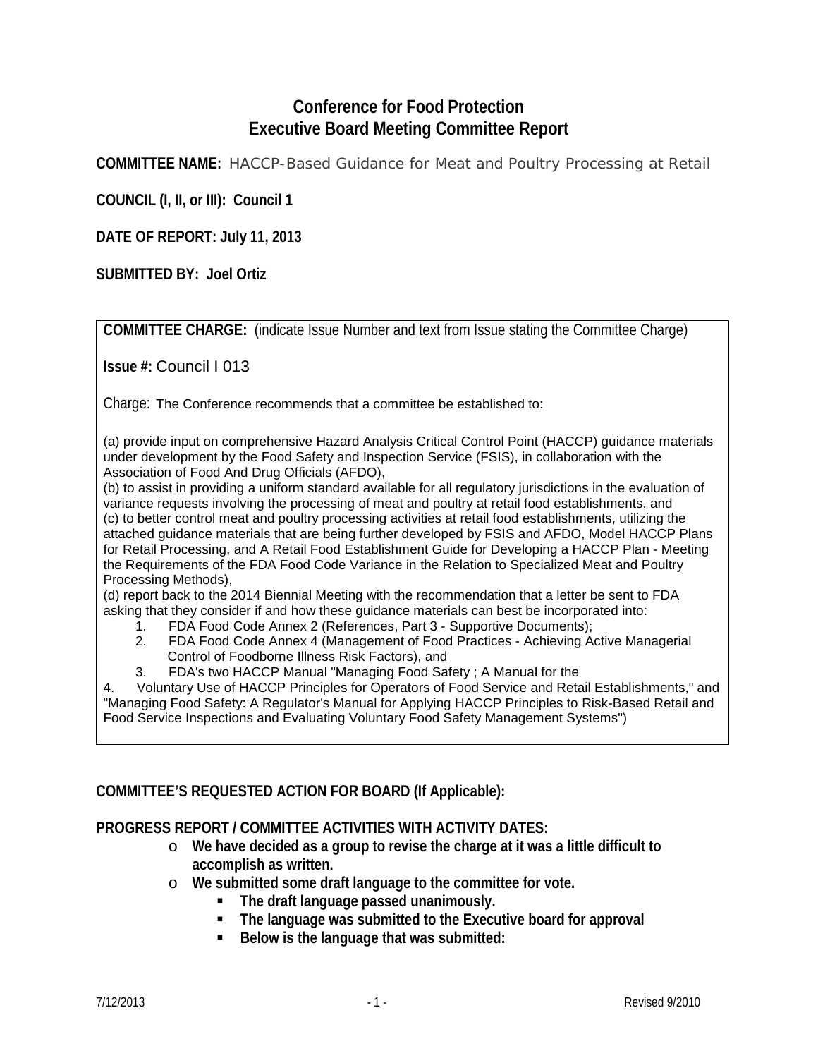# Conference for Food Protection
## Executive Board Meeting Committee Report

**COMMITTEE NAME:** HACCP-Based Guidance for Meat and Poultry Processing at Retail

**COUNCIL (I, II, or III): Council 1**

**DATE OF REPORT: July 11, 2013**

**SUBMITTED BY: Joel Ortiz**

---

**COMMITTEE CHARGE:** (indicate Issue Number and text from Issue stating the Committee Charge)

**Issue #:** Council I 013

Charge: The Conference recommends that a committee be established to:

(a) provide input on comprehensive Hazard Analysis Critical Control Point (HACCP) guidance materials under development by the Food Safety and Inspection Service (FSIS), in collaboration with the Association of Food And Drug Officials (AFDO),
(b) to assist in providing a uniform standard available for all regulatory jurisdictions in the evaluation of variance requests involving the processing of meat and poultry at retail food establishments, and
(c) to better control meat and poultry processing activities at retail food establishments, utilizing the attached guidance materials that are being further developed by FSIS and AFDO, Model HACCP Plans for Retail Processing, and A Retail Food Establishment Guide for Developing a HACCP Plan - Meeting the Requirements of the FDA Food Code Variance in the Relation to Specialized Meat and Poultry Processing Methods),
(d) report back to the 2014 Biennial Meeting with the recommendation that a letter be sent to FDA asking that they consider if and how these guidance materials can best be incorporated into:

1. FDA Food Code Annex 2 (References, Part 3 - Supportive Documents);
2. FDA Food Code Annex 4 (Management of Food Practices - Achieving Active Managerial Control of Foodborne Illness Risk Factors), and
3. FDA's two HACCP Manual "Managing Food Safety ; A Manual for the
4. Voluntary Use of HACCP Principles for Operators of Food Service and Retail Establishments," and "Managing Food Safety: A Regulator's Manual for Applying HACCP Principles to Risk-Based Retail and Food Service Inspections and Evaluating Voluntary Food Safety Management Systems")

---

**COMMITTEE'S REQUESTED ACTION FOR BOARD (If Applicable):**

**PROGRESS REPORT / COMMITTEE ACTIVITIES WITH ACTIVITY DATES:**

- **We have decided as a group to revise the charge at it was a little difficult to accomplish as written.**
- **We submitted some draft language to the committee for vote.**
  - **The draft language passed unanimously.**
  - **The language was submitted to the Executive board for approval**
  - **Below is the language that was submitted:**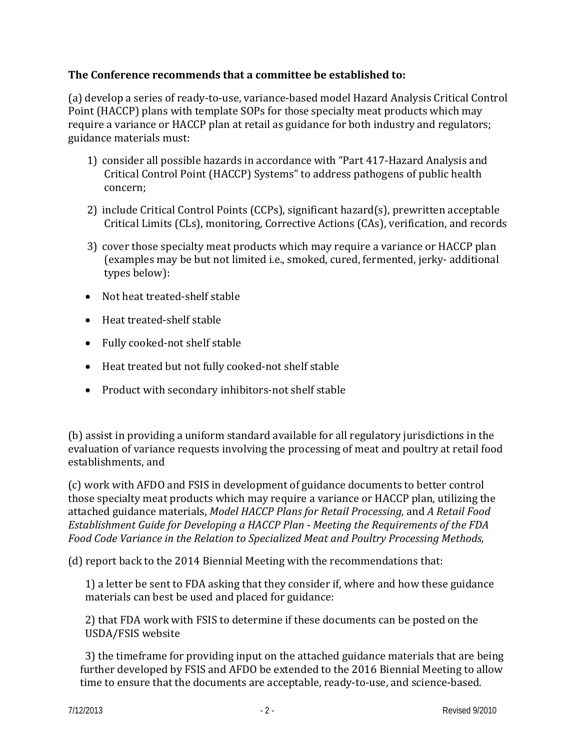**The Conference recommends that a committee be established to:**

(a) develop a series of ready-to-use, variance-based model Hazard Analysis Critical Control Point (HACCP) plans with template SOPs for those specialty meat products which may require a variance or HACCP plan at retail as guidance for both industry and regulators; guidance materials must:

1) consider all possible hazards in accordance with "Part 417-Hazard Analysis and Critical Control Point (HACCP) Systems" to address pathogens of public health concern;

2) include Critical Control Points (CCPs), significant hazard(s), prewritten acceptable Critical Limits (CLs), monitoring, Corrective Actions (CAs), verification, and records

3) cover those specialty meat products which may require a variance or HACCP plan (examples may be but not limited i.e., smoked, cured, fermented, jerky- additional types below):

- Not heat treated-shelf stable
- Heat treated-shelf stable
- Fully cooked-not shelf stable
- Heat treated but not fully cooked-not shelf stable
- Product with secondary inhibitors-not shelf stable

(b) assist in providing a uniform standard available for all regulatory jurisdictions in the evaluation of variance requests involving the processing of meat and poultry at retail food establishments, and

(c) work with AFDO and FSIS in development of guidance documents to better control those specialty meat products which may require a variance or HACCP plan, utilizing the attached guidance materials, *Model HACCP Plans for Retail Processing,* and *A Retail Food Establishment Guide for Developing a HACCP Plan - Meeting the Requirements of the FDA Food Code Variance in the Relation to Specialized Meat and Poultry Processing Methods,*

(d) report back to the 2014 Biennial Meeting with the recommendations that:

1) a letter be sent to FDA asking that they consider if, where and how these guidance materials can best be used and placed for guidance:

2) that FDA work with FSIS to determine if these documents can be posted on the USDA/FSIS website

3) the timeframe for providing input on the attached guidance materials that are being further developed by FSIS and AFDO be extended to the 2016 Biennial Meeting to allow time to ensure that the documents are acceptable, ready-to-use, and science-based.